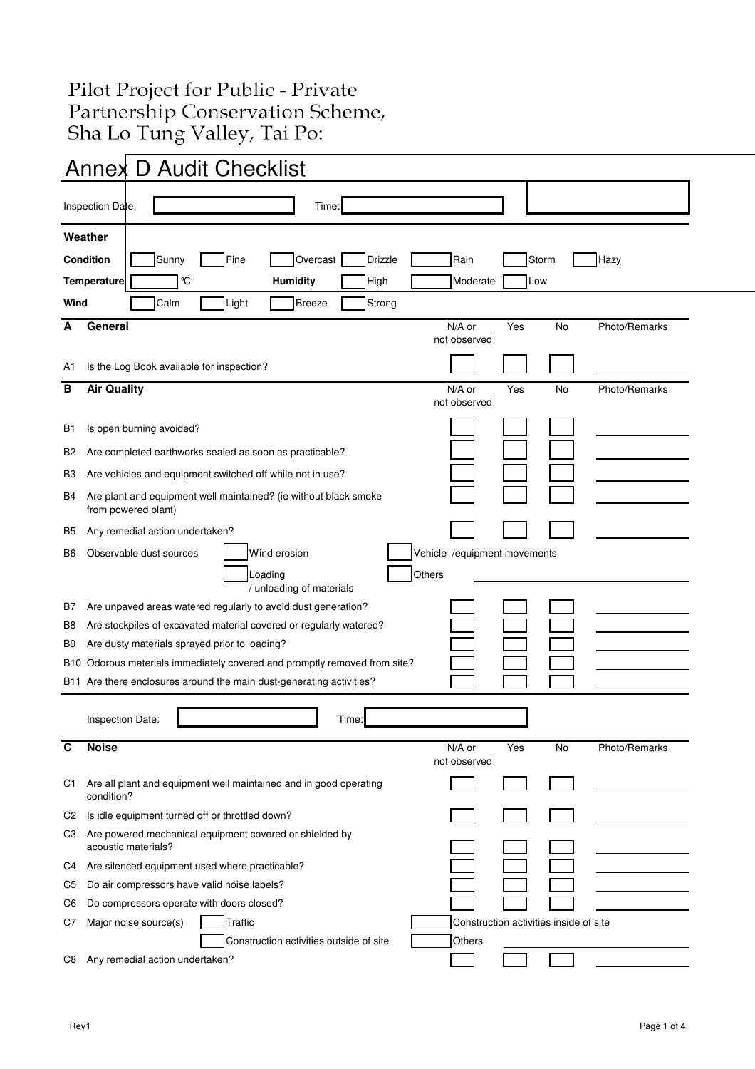# Pilot Project for Public - Private Partnership Conservation Scheme, Sha Lo Tung Valley, Tai Po:

## Annex D Audit Checklist

Inspection Date: ____________ Time: ____________

**Weather**

**Condition** ☐ Sunny ☐ Fine ☐ Overcast ☐ Drizzle ☐ Rain ☐ Storm ☐ Hazy

**Temperature** ☐ ℃ **Humidity** ☐ High ☐ Moderate ☐ Low

**Wind** ☐ Calm ☐ Light ☐ Breeze ☐ Strong

| | **A General** | N/A or not observed | Yes | No | Photo/Remarks |
|---|---|---|---|---|---|
| A1 | Is the Log Book available for inspection? | ☐ | ☐ | ☐ | |

| | **B Air Quality** | N/A or not observed | Yes | No | Photo/Remarks |
|---|---|---|---|---|---|
| B1 | Is open burning avoided? | ☐ | ☐ | ☐ | |
| B2 | Are completed earthworks sealed as soon as practicable? | ☐ | ☐ | ☐ | |
| B3 | Are vehicles and equipment switched off while not in use? | ☐ | ☐ | ☐ | |
| B4 | Are plant and equipment well maintained? (ie without black smoke from powered plant) | ☐ | ☐ | ☐ | |
| B5 | Any remedial action undertaken? | ☐ | ☐ | ☐ | |
| B6 | Observable dust sources ☐ Wind erosion ☐ Vehicle /equipment movements ☐ Loading / unloading of materials ☐ Others ____________ | | | | |
| B7 | Are unpaved areas watered regularly to avoid dust generation? | ☐ | ☐ | ☐ | |
| B8 | Are stockpiles of excavated material covered or regularly watered? | ☐ | ☐ | ☐ | |
| B9 | Are dusty materials sprayed prior to loading? | ☐ | ☐ | ☐ | |
| B10 | Odorous materials immediately covered and promptly removed from site? | ☐ | ☐ | ☐ | |
| B11 | Are there enclosures around the main dust-generating activities? | ☐ | ☐ | ☐ | |

Inspection Date: ____________ Time: ____________

| | **C Noise** | N/A or not observed | Yes | No | Photo/Remarks |
|---|---|---|---|---|---|
| C1 | Are all plant and equipment well maintained and in good operating condition? | ☐ | ☐ | ☐ | |
| C2 | Is idle equipment turned off or throttled down? | ☐ | ☐ | ☐ | |
| C3 | Are powered mechanical equipment covered or shielded by acoustic materials? | ☐ | ☐ | ☐ | |
| C4 | Are silenced equipment used where practicable? | ☐ | ☐ | ☐ | |
| C5 | Do air compressors have valid noise labels? | ☐ | ☐ | ☐ | |
| C6 | Do compressors operate with doors closed? | ☐ | ☐ | ☐ | |
| C7 | Major noise source(s) ☐ Traffic ☐ Construction activities inside of site ☐ Construction activities outside of site ☐ Others ____________ | | | | |
| C8 | Any remedial action undertaken? | ☐ | ☐ | ☐ | |

Rev1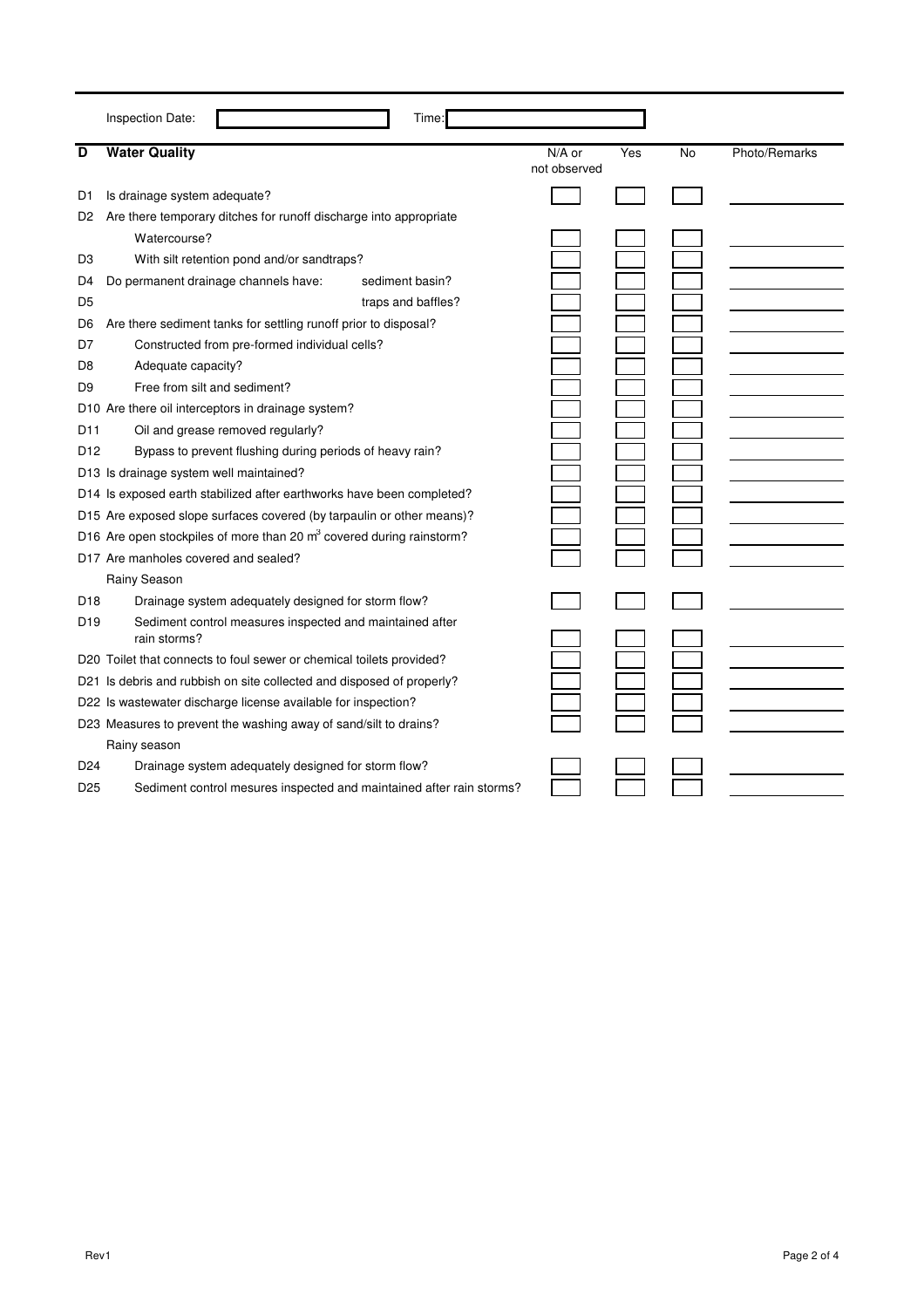Inspection Date: ______________________ Time: ______________________

| D | Water Quality | N/A or not observed | Yes | No | Photo/Remarks |
|---|---|---|---|---|---|
| D1 | Is drainage system adequate? | | | | |
| D2 | Are there temporary ditches for runoff discharge into appropriate Watercourse? | | | | |
| D3 | With silt retention pond and/or sandtraps? | | | | |
| D4 | Do permanent drainage channels have: sediment basin? | | | | |
| D5 | traps and baffles? | | | | |
| D6 | Are there sediment tanks for settling runoff prior to disposal? | | | | |
| D7 | Constructed from pre-formed individual cells? | | | | |
| D8 | Adequate capacity? | | | | |
| D9 | Free from silt and sediment? | | | | |
| D10 | Are there oil interceptors in drainage system? | | | | |
| D11 | Oil and grease removed regularly? | | | | |
| D12 | Bypass to prevent flushing during periods of heavy rain? | | | | |
| D13 | Is drainage system well maintained? | | | | |
| D14 | Is exposed earth stabilized after earthworks have been completed? | | | | |
| D15 | Are exposed slope surfaces covered (by tarpaulin or other means)? | | | | |
| D16 | Are open stockpiles of more than 20 $m^3$ covered during rainstorm? | | | | |
| D17 | Are manholes covered and sealed? | | | | |
| | Rainy Season | | | | |
| D18 | Drainage system adequately designed for storm flow? | | | | |
| D19 | Sediment control measures inspected and maintained after rain storms? | | | | |
| D20 | Toilet that connects to foul sewer or chemical toilets provided? | | | | |
| D21 | Is debris and rubbish on site collected and disposed of properly? | | | | |
| D22 | Is wastewater discharge license available for inspection? | | | | |
| D23 | Measures to prevent the washing away of sand/silt to drains? | | | | |
| | Rainy season | | | | |
| D24 | Drainage system adequately designed for storm flow? | | | | |
| D25 | Sediment control mesures inspected and maintained after rain storms? | | | | |

Rev1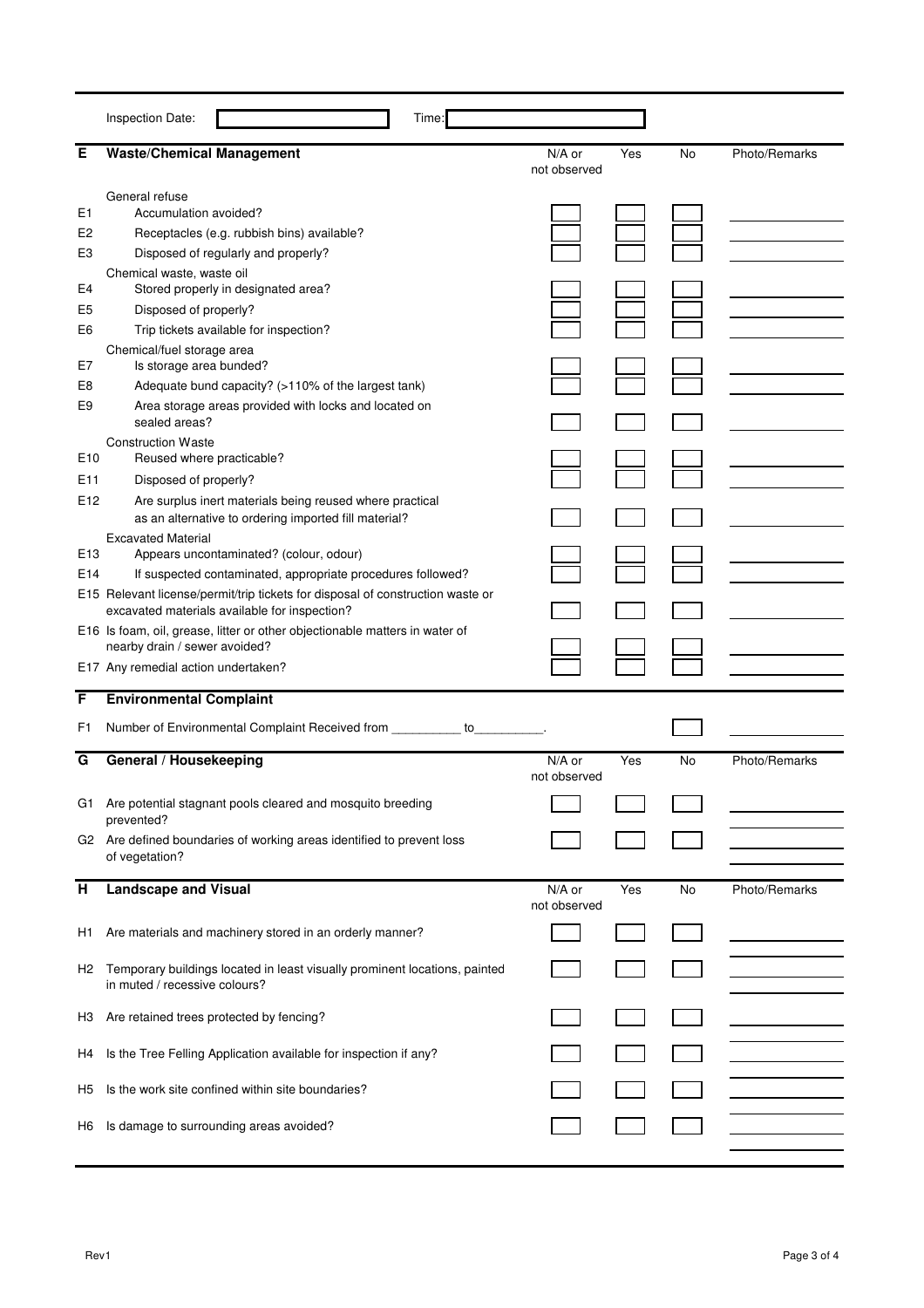Inspection Date: &nbsp;&nbsp;&nbsp;&nbsp;&nbsp;&nbsp;&nbsp;&nbsp;&nbsp;&nbsp; Time:

| E | Waste/Chemical Management | N/A or not observed | Yes | No | Photo/Remarks |
|---|---|---|---|---|---|
| | General refuse | | | | |
| E1 | Accumulation avoided? | | | | |
| E2 | Receptacles (e.g. rubbish bins) available? | | | | |
| E3 | Disposed of regularly and properly? | | | | |
| | Chemical waste, waste oil | | | | |
| E4 | Stored properly in designated area? | | | | |
| E5 | Disposed of properly? | | | | |
| E6 | Trip tickets available for inspection? | | | | |
| | Chemical/fuel storage area | | | | |
| E7 | Is storage area bunded? | | | | |
| E8 | Adequate bund capacity? (>110% of the largest tank) | | | | |
| E9 | Area storage areas provided with locks and located on sealed areas? | | | | |
| | Construction Waste | | | | |
| E10 | Reused where practicable? | | | | |
| E11 | Disposed of properly? | | | | |
| E12 | Are surplus inert materials being reused where practical as an alternative to ordering imported fill material? | | | | |
| | Excavated Material | | | | |
| E13 | Appears uncontaminated? (colour, odour) | | | | |
| E14 | If suspected contaminated, appropriate procedures followed? | | | | |
| E15 | Relevant license/permit/trip tickets for disposal of construction waste or excavated materials available for inspection? | | | | |
| E16 | Is foam, oil, grease, litter or other objectionable matters in water of nearby drain / sewer avoided? | | | | |
| E17 | Any remedial action undertaken? | | | | |

| F | Environmental Complaint | | | | |
|---|---|---|---|---|---|
| F1 | Number of Environmental Complaint Received from __________ to__________. | | | | |

| G | General / Housekeeping | N/A or not observed | Yes | No | Photo/Remarks |
|---|---|---|---|---|---|
| G1 | Are potential stagnant pools cleared and mosquito breeding prevented? | | | | |
| G2 | Are defined boundaries of working areas identified to prevent loss of vegetation? | | | | |

| H | Landscape and Visual | N/A or not observed | Yes | No | Photo/Remarks |
|---|---|---|---|---|---|
| H1 | Are materials and machinery stored in an orderly manner? | | | | |
| H2 | Temporary buildings located in least visually prominent locations, painted in muted / recessive colours? | | | | |
| H3 | Are retained trees protected by fencing? | | | | |
| H4 | Is the Tree Felling Application available for inspection if any? | | | | |
| H5 | Is the work site confined within site boundaries? | | | | |
| H6 | Is damage to surrounding areas avoided? | | | | |

Rev1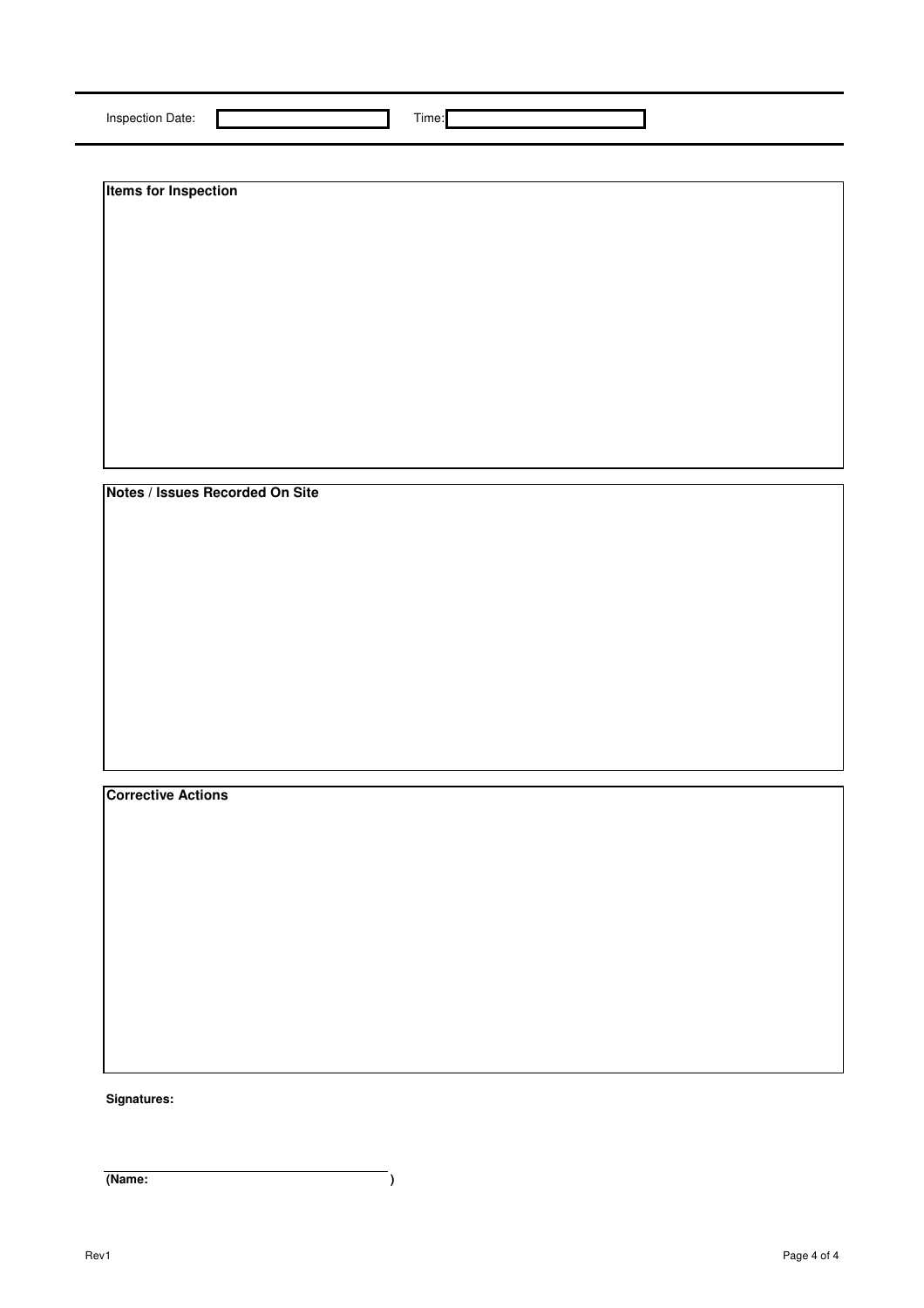Inspection Date: Time:

**Items for Inspection**

**Notes / Issues Recorded On Site**

**Corrective Actions**

**Signatures:**

**(Name: )**

Rev1